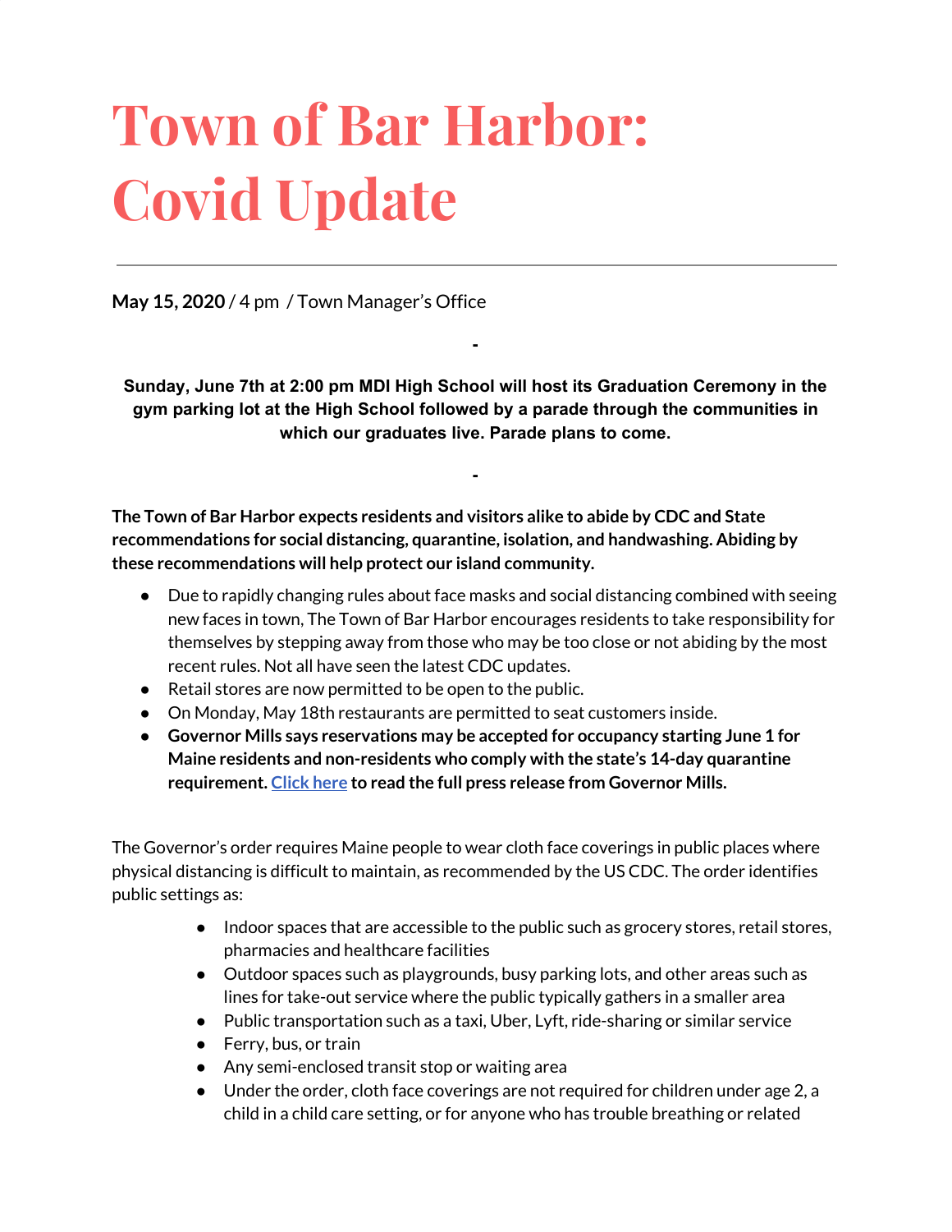# Town of Bar Harbor: Covid Update

---

**May 15, 2020** / 4 pm / Town Manager's Office

-

**Sunday, June 7th at 2:00 pm MDI High School will host its Graduation Ceremony in the gym parking lot at the High School followed by a parade through the communities in which our graduates live. Parade plans to come.**

-

**The Town of Bar Harbor expects residents and visitors alike to abide by CDC and State recommendations for social distancing, quarantine, isolation, and handwashing. Abiding by these recommendations will help protect our island community.**

- Due to rapidly changing rules about face masks and social distancing combined with seeing new faces in town, The Town of Bar Harbor encourages residents to take responsibility for themselves by stepping away from those who may be too close or not abiding by the most recent rules. Not all have seen the latest CDC updates.
- Retail stores are now permitted to be open to the public.
- On Monday, May 18th restaurants are permitted to seat customers inside.
- **Governor Mills says reservations may be accepted for occupancy starting June 1 for Maine residents and non-residents who comply with the state's 14-day quarantine requirement. Click here to read the full press release from Governor Mills.**

The Governor's order requires Maine people to wear cloth face coverings in public places where physical distancing is difficult to maintain, as recommended by the US CDC. The order identifies public settings as:

- Indoor spaces that are accessible to the public such as grocery stores, retail stores, pharmacies and healthcare facilities
- Outdoor spaces such as playgrounds, busy parking lots, and other areas such as lines for take-out service where the public typically gathers in a smaller area
- Public transportation such as a taxi, Uber, Lyft, ride-sharing or similar service
- Ferry, bus, or train
- Any semi-enclosed transit stop or waiting area
- Under the order, cloth face coverings are not required for children under age 2, a child in a child care setting, or for anyone who has trouble breathing or related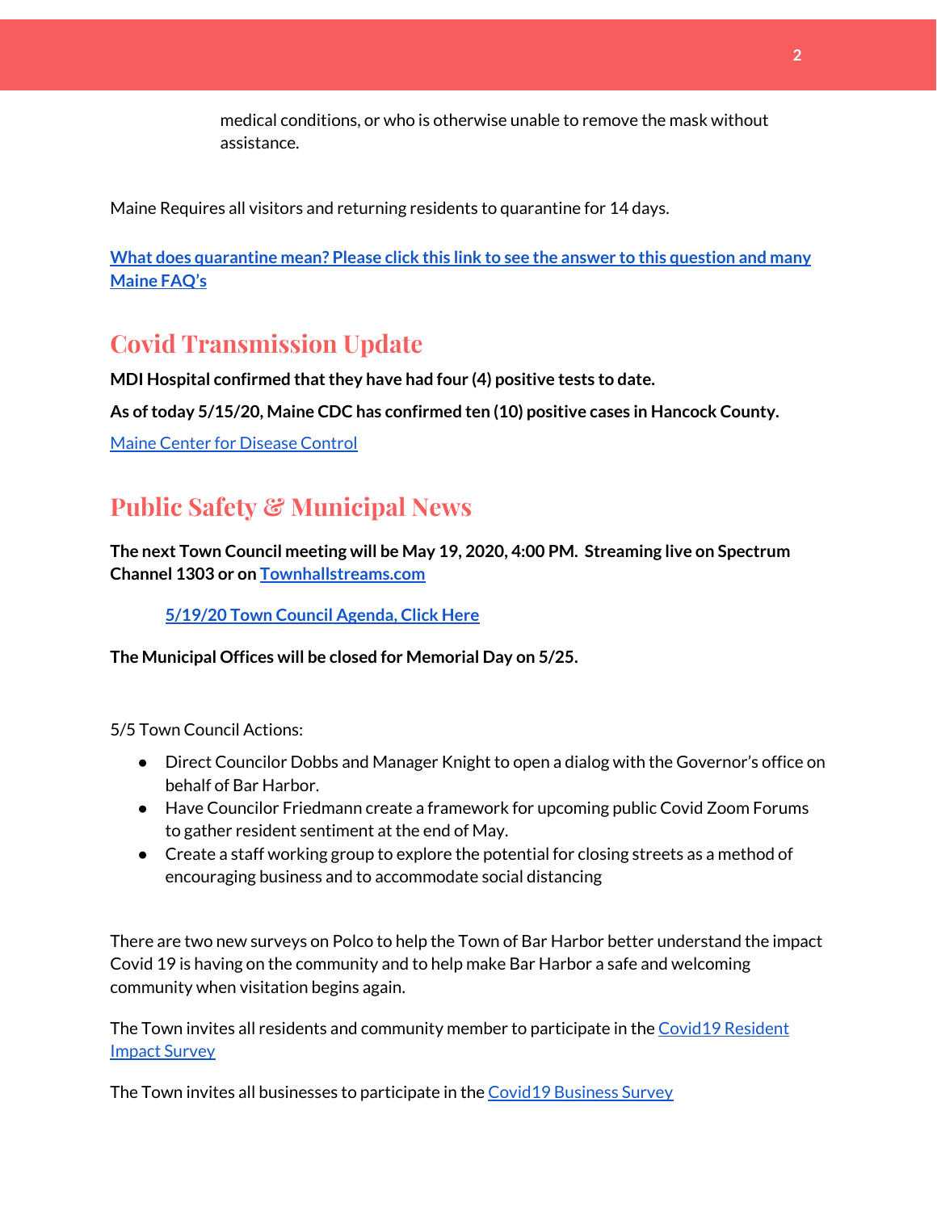medical conditions, or who is otherwise unable to remove the mask without assistance.

Maine Requires all visitors and returning residents to quarantine for 14 days.

**What does quarantine mean? Please click this link to see the answer to this question and many Maine FAQ's**

## Covid Transmission Update

**MDI Hospital confirmed that they have had four (4) positive tests to date.**

**As of today 5/15/20, Maine CDC has confirmed ten (10) positive cases in Hancock County.**

Maine Center for Disease Control

## Public Safety & Municipal News

**The next Town Council meeting will be May 19, 2020, 4:00 PM. Streaming live on Spectrum Channel 1303 or on Townhallstreams.com**

**5/19/20 Town Council Agenda, Click Here**

**The Municipal Offices will be closed for Memorial Day on 5/25.**

5/5 Town Council Actions:

- Direct Councilor Dobbs and Manager Knight to open a dialog with the Governor's office on behalf of Bar Harbor.
- Have Councilor Friedmann create a framework for upcoming public Covid Zoom Forums to gather resident sentiment at the end of May.
- Create a staff working group to explore the potential for closing streets as a method of encouraging business and to accommodate social distancing

There are two new surveys on Polco to help the Town of Bar Harbor better understand the impact Covid 19 is having on the community and to help make Bar Harbor a safe and welcoming community when visitation begins again.

The Town invites all residents and community member to participate in the Covid19 Resident Impact Survey

The Town invites all businesses to participate in the Covid19 Business Survey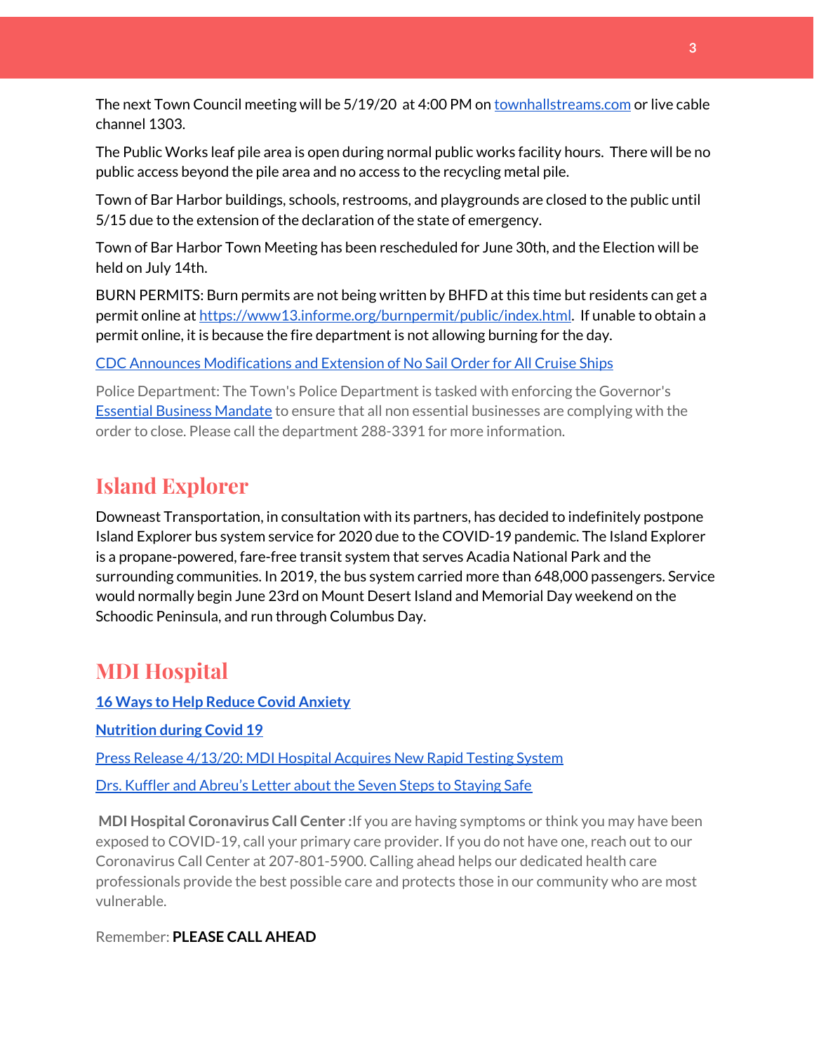The next Town Council meeting will be 5/19/20 at 4:00 PM on [townhallstreams.com](townhallstreams.com) or live cable channel 1303.

The Public Works leaf pile area is open during normal public works facility hours. There will be no public access beyond the pile area and no access to the recycling metal pile.

Town of Bar Harbor buildings, schools, restrooms, and playgrounds are closed to the public until 5/15 due to the extension of the declaration of the state of emergency.

Town of Bar Harbor Town Meeting has been rescheduled for June 30th, and the Election will be held on July 14th.

BURN PERMITS: Burn permits are not being written by BHFD at this time but residents can get a permit online at https://www13.informe.org/burnpermit/public/index.html. If unable to obtain a permit online, it is because the fire department is not allowing burning for the day.

CDC Announces Modifications and Extension of No Sail Order for All Cruise Ships

Police Department: The Town's Police Department is tasked with enforcing the Governor's Essential Business Mandate to ensure that all non essential businesses are complying with the order to close. Please call the department 288-3391 for more information.

## Island Explorer

Downeast Transportation, in consultation with its partners, has decided to indefinitely postpone Island Explorer bus system service for 2020 due to the COVID-19 pandemic. The Island Explorer is a propane-powered, fare-free transit system that serves Acadia National Park and the surrounding communities. In 2019, the bus system carried more than 648,000 passengers. Service would normally begin June 23rd on Mount Desert Island and Memorial Day weekend on the Schoodic Peninsula, and run through Columbus Day.

## MDI Hospital

**16 Ways to Help Reduce Covid Anxiety**

**Nutrition during Covid 19**

Press Release 4/13/20: MDI Hospital Acquires New Rapid Testing System

Drs. Kuffler and Abreu's Letter about the Seven Steps to Staying Safe

**MDI Hospital Coronavirus Call Center :**If you are having symptoms or think you may have been exposed to COVID-19, call your primary care provider. If you do not have one, reach out to our Coronavirus Call Center at 207-801-5900. Calling ahead helps our dedicated health care professionals provide the best possible care and protects those in our community who are most vulnerable.

Remember: **PLEASE CALL AHEAD**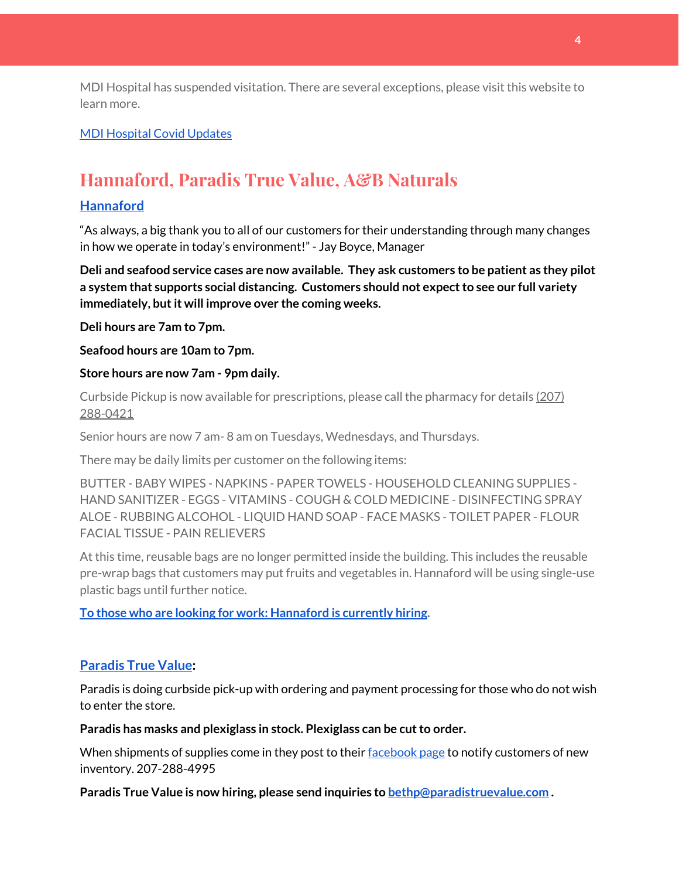MDI Hospital has suspended visitation. There are several exceptions, please visit this website to learn more.

[MDI Hospital Covid Updates](#)

## Hannaford, Paradis True Value, A&B Naturals

### [Hannaford](#)

"As always, a big thank you to all of our customers for their understanding through many changes in how we operate in today's environment!" - Jay Boyce, Manager

**Deli and seafood service cases are now available. They ask customers to be patient as they pilot a system that supports social distancing. Customers should not expect to see our full variety immediately, but it will improve over the coming weeks.**

**Deli hours are 7am to 7pm.**

**Seafood hours are 10am to 7pm.**

**Store hours are now 7am - 9pm daily.**

Curbside Pickup is now available for prescriptions, please call the pharmacy for details (207) 288-0421

Senior hours are now 7 am- 8 am on Tuesdays, Wednesdays, and Thursdays.

There may be daily limits per customer on the following items:

BUTTER - BABY WIPES - NAPKINS - PAPER TOWELS - HOUSEHOLD CLEANING SUPPLIES - HAND SANITIZER - EGGS - VITAMINS - COUGH & COLD MEDICINE - DISINFECTING SPRAY ALOE - RUBBING ALCOHOL - LIQUID HAND SOAP - FACE MASKS - TOILET PAPER - FLOUR FACIAL TISSUE - PAIN RELIEVERS

At this time, reusable bags are no longer permitted inside the building. This includes the reusable pre-wrap bags that customers may put fruits and vegetables in. Hannaford will be using single-use plastic bags until further notice.

**[To those who are looking for work: Hannaford is currently hiring](#).**

### [Paradis True Value](#):

Paradis is doing curbside pick-up with ordering and payment processing for those who do not wish to enter the store.

**Paradis has masks and plexiglass in stock. Plexiglass can be cut to order.**

When shipments of supplies come in they post to their [facebook page](#) to notify customers of new inventory. 207-288-4995

**Paradis True Value is now hiring, please send inquiries to [bethp@paradistruevalue.com](mailto:bethp@paradistruevalue.com) .**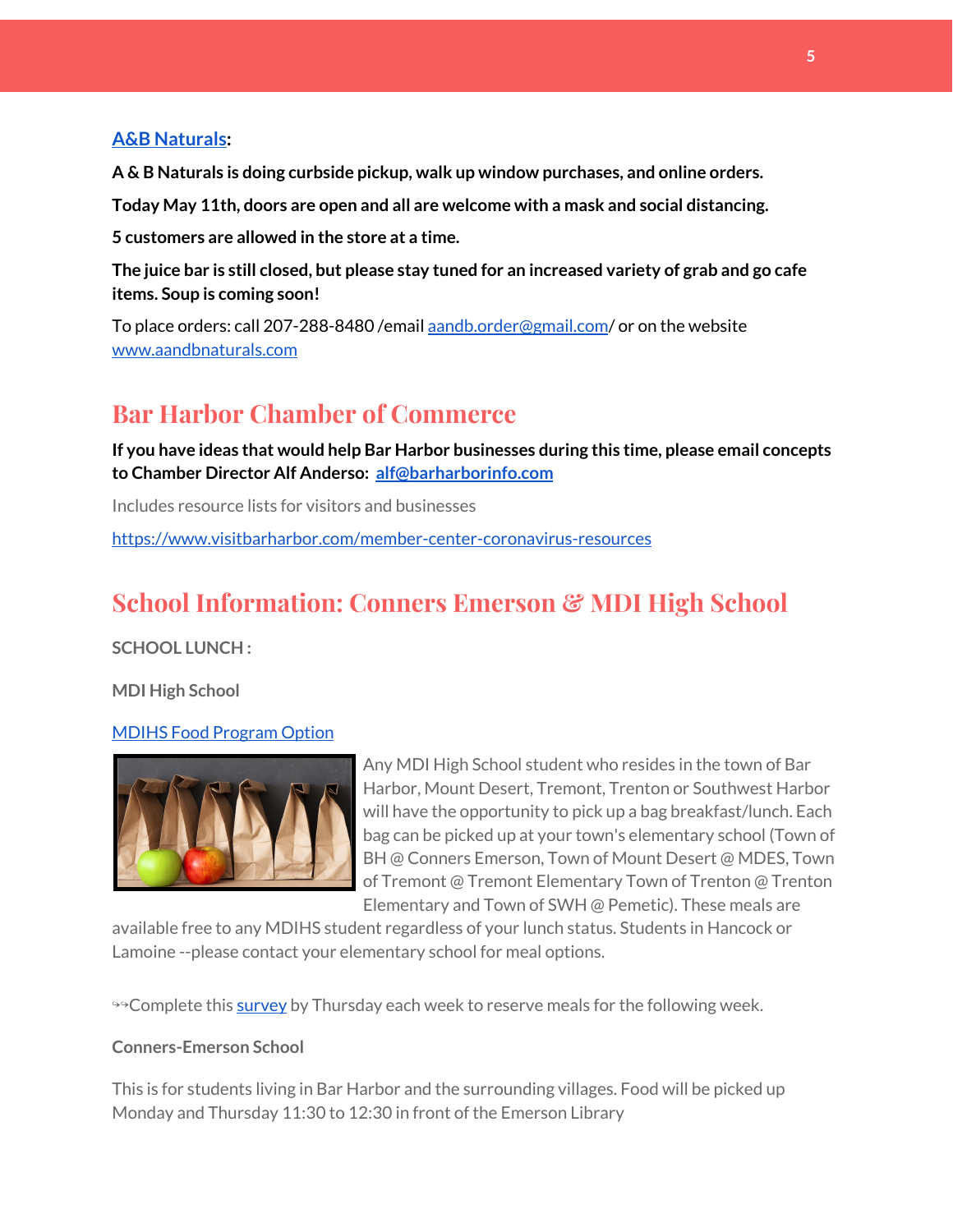**A&B Naturals:**

**A & B Naturals is doing curbside pickup, walk up window purchases, and online orders.**

**Today May 11th, doors are open and all are welcome with a mask and social distancing.**

**5 customers are allowed in the store at a time.**

**The juice bar is still closed, but please stay tuned for an increased variety of grab and go cafe items. Soup is coming soon!**

To place orders: call 207-288-8480 /email aandb.order@gmail.com/ or on the website www.aandbnaturals.com

## Bar Harbor Chamber of Commerce

**If you have ideas that would help Bar Harbor businesses during this time, please email concepts to Chamber Director Alf Anderso: alf@barharborinfo.com**

Includes resource lists for visitors and businesses

https://www.visitbarharbor.com/member-center-coronavirus-resources

## School Information: Conners Emerson & MDI High School

**SCHOOL LUNCH :**

**MDI High School**

MDIHS Food Program Option

Any MDI High School student who resides in the town of Bar Harbor, Mount Desert, Tremont, Trenton or Southwest Harbor will have the opportunity to pick up a bag breakfast/lunch. Each bag can be picked up at your town's elementary school (Town of BH @ Conners Emerson, Town of Mount Desert @ MDES, Town of Tremont @ Tremont Elementary Town of Trenton @ Trenton Elementary and Town of SWH @ Pemetic). These meals are available free to any MDIHS student regardless of your lunch status. Students in Hancock or Lamoine --please contact your elementary school for meal options.

↬Complete this survey by Thursday each week to reserve meals for the following week.

**Conners-Emerson School**

This is for students living in Bar Harbor and the surrounding villages. Food will be picked up Monday and Thursday 11:30 to 12:30 in front of the Emerson Library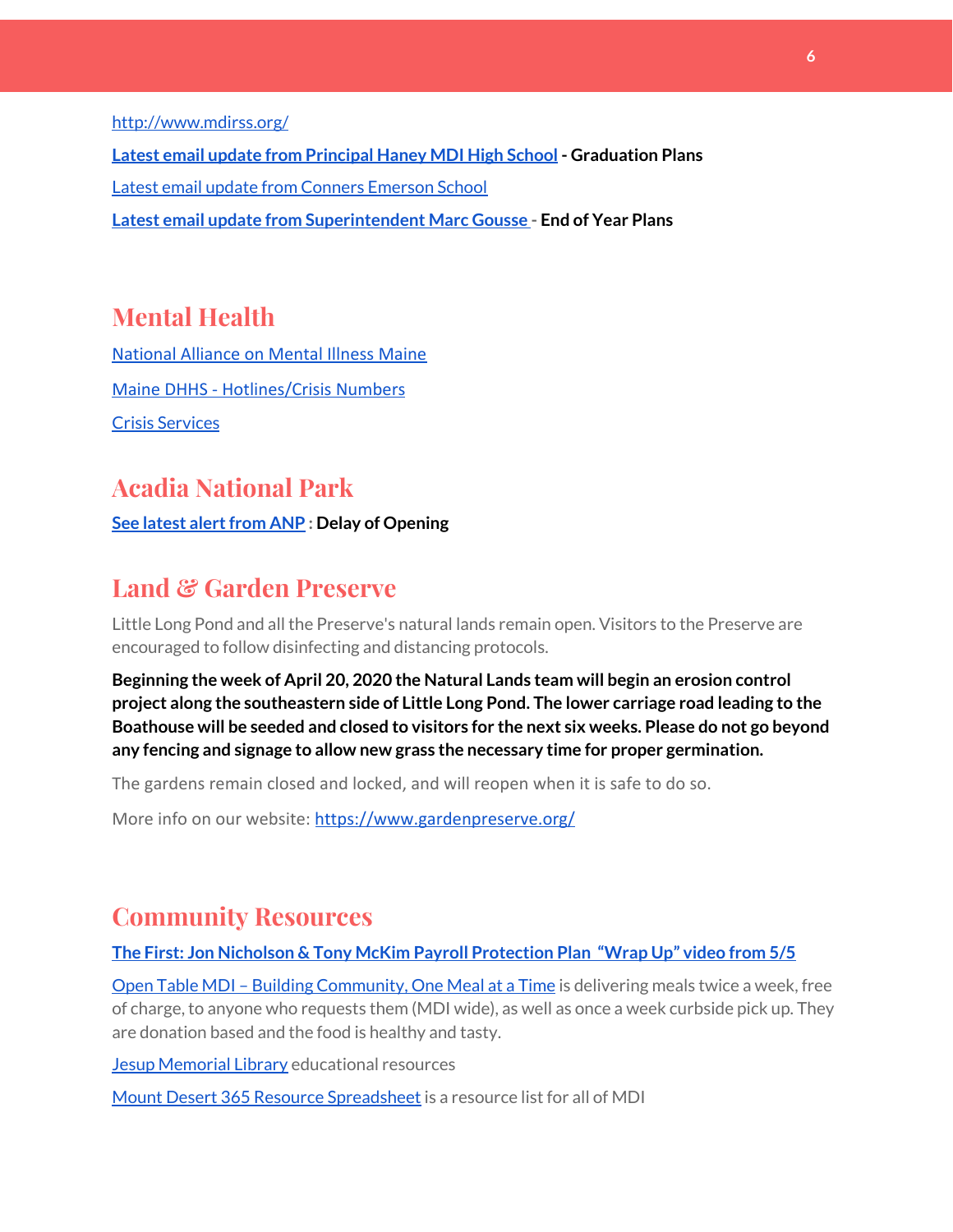http://www.mdirss.org/

**Latest email update from Principal Haney MDI High School - Graduation Plans**

Latest email update from Conners Emerson School

**Latest email update from Superintendent Marc Gousse - End of Year Plans**

## Mental Health

National Alliance on Mental Illness Maine

Maine DHHS - Hotlines/Crisis Numbers

Crisis Services

## Acadia National Park

**See latest alert from ANP : Delay of Opening**

## Land & Garden Preserve

Little Long Pond and all the Preserve's natural lands remain open. Visitors to the Preserve are encouraged to follow disinfecting and distancing protocols.

**Beginning the week of April 20, 2020 the Natural Lands team will begin an erosion control project along the southeastern side of Little Long Pond. The lower carriage road leading to the Boathouse will be seeded and closed to visitors for the next six weeks. Please do not go beyond any fencing and signage to allow new grass the necessary time for proper germination.**

The gardens remain closed and locked, and will reopen when it is safe to do so.

More info on our website: https://www.gardenpreserve.org/

## Community Resources

**The First: Jon Nicholson & Tony McKim Payroll Protection Plan "Wrap Up" video from 5/5**

Open Table MDI – Building Community, One Meal at a Time is delivering meals twice a week, free of charge, to anyone who requests them (MDI wide), as well as once a week curbside pick up. They are donation based and the food is healthy and tasty.

Jesup Memorial Library educational resources

Mount Desert 365 Resource Spreadsheet is a resource list for all of MDI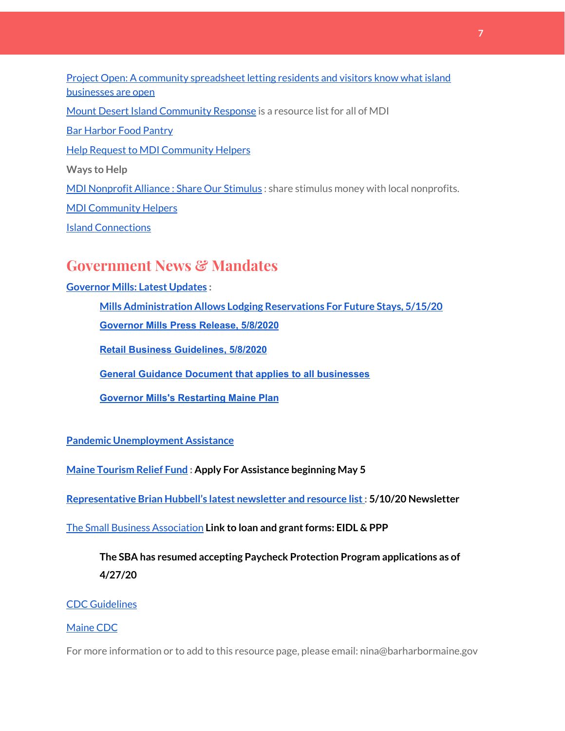Project Open: A community spreadsheet letting residents and visitors know what island businesses are open

Mount Desert Island Community Response is a resource list for all of MDI

Bar Harbor Food Pantry

Help Request to MDI Community Helpers

**Ways to Help**

MDI Nonprofit Alliance : Share Our Stimulus : share stimulus money with local nonprofits.

MDI Community Helpers

Island Connections

## Government News & Mandates

**Governor Mills: Latest Updates :**

- **Mills Administration Allows Lodging Reservations For Future Stays, 5/15/20**
- **Governor Mills Press Release, 5/8/2020**
- **Retail Business Guidelines, 5/8/2020**
- **General Guidance Document that applies to all businesses**
- **Governor Mills's Restarting Maine Plan**

**Pandemic Unemployment Assistance**

**Maine Tourism Relief Fund : Apply For Assistance beginning May 5**

**Representative Brian Hubbell's latest newsletter and resource list : 5/10/20 Newsletter**

The Small Business Association **Link to loan and grant forms: EIDL & PPP**

> **The SBA has resumed accepting Paycheck Protection Program applications as of 4/27/20**

CDC Guidelines

Maine CDC

For more information or to add to this resource page, please email: nina@barharbormaine.gov